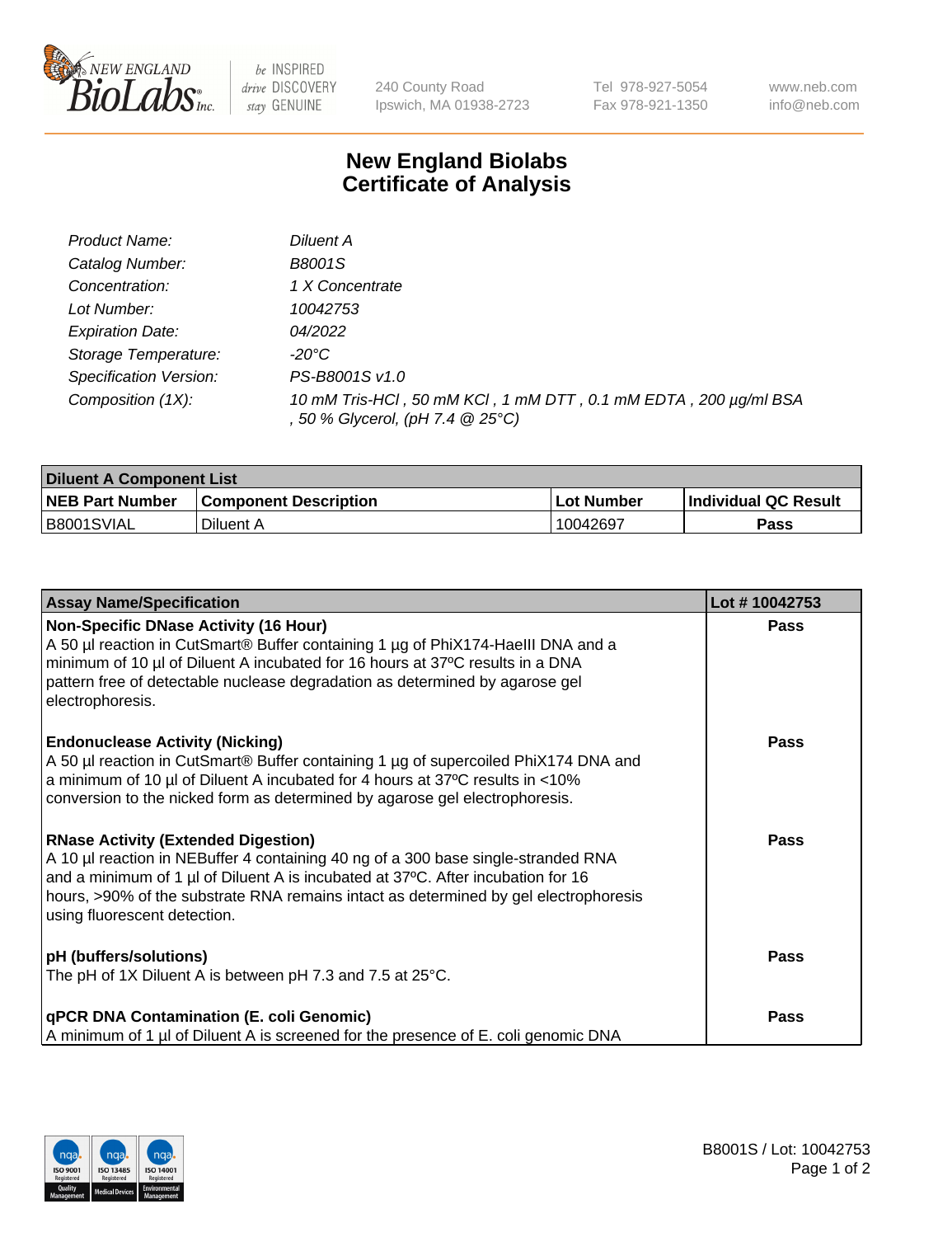# New England Biolabs
# Certificate of Analysis

| | |
|---|---|
| *Product Name:* | *Diluent A* |
| *Catalog Number:* | *B8001S* |
| *Concentration:* | *1 X Concentrate* |
| *Lot Number:* | *10042753* |
| *Expiration Date:* | *04/2022* |
| *Storage Temperature:* | *-20°C* |
| *Specification Version:* | *PS-B8001S v1.0* |
| *Composition (1X):* | *10 mM Tris-HCl , 50 mM KCl , 1 mM DTT , 0.1 mM EDTA , 200 µg/ml BSA , 50 % Glycerol, (pH 7.4 @ 25°C)* |

| **Diluent A Component List** | | | |
|---|---|---|---|
| **NEB Part Number** | **Component Description** | **Lot Number** | **Individual QC Result** |
| B8001SVIAL | Diluent A | 10042697 | **Pass** |

| **Assay Name/Specification** | **Lot # 10042753** |
|---|---|
| **Non-Specific DNase Activity (16 Hour)**<br>A 50 µl reaction in CutSmart® Buffer containing 1 µg of PhiX174-HaeIII DNA and a minimum of 10 µl of Diluent A incubated for 16 hours at 37ºC results in a DNA pattern free of detectable nuclease degradation as determined by agarose gel electrophoresis. | **Pass** |
| **Endonuclease Activity (Nicking)**<br>A 50 µl reaction in CutSmart® Buffer containing 1 µg of supercoiled PhiX174 DNA and a minimum of 10 µl of Diluent A incubated for 4 hours at 37ºC results in <10% conversion to the nicked form as determined by agarose gel electrophoresis. | **Pass** |
| **RNase Activity (Extended Digestion)**<br>A 10 µl reaction in NEBuffer 4 containing 40 ng of a 300 base single-stranded RNA and a minimum of 1 µl of Diluent A is incubated at 37ºC. After incubation for 16 hours, >90% of the substrate RNA remains intact as determined by gel electrophoresis using fluorescent detection. | **Pass** |
| **pH (buffers/solutions)**<br>The pH of 1X Diluent A is between pH 7.3 and 7.5 at 25°C. | **Pass** |
| **qPCR DNA Contamination (E. coli Genomic)**<br>A minimum of 1 µl of Diluent A is screened for the presence of E. coli genomic DNA | **Pass** |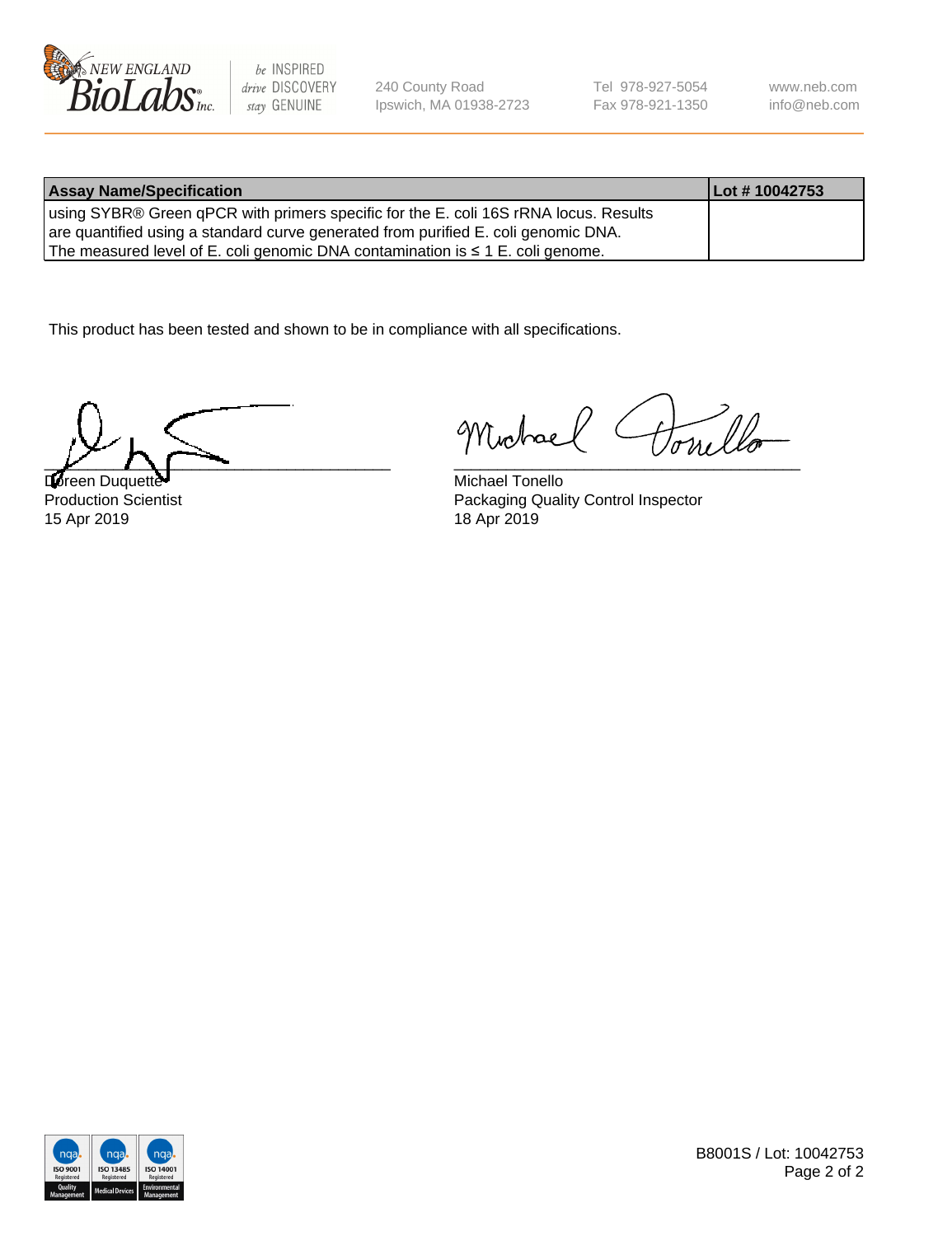| Assay Name/Specification | Lot # 10042753 |
| --- | --- |
| using SYBR® Green qPCR with primers specific for the E. coli 16S rRNA locus. Results are quantified using a standard curve generated from purified E. coli genomic DNA. The measured level of E. coli genomic DNA contamination is ≤ 1 E. coli genome. | |

This product has been tested and shown to be in compliance with all specifications.

Doreen Duquette
Production Scientist
15 Apr 2019

Michael Tonello
Packaging Quality Control Inspector
18 Apr 2019

B8001S / Lot: 10042753